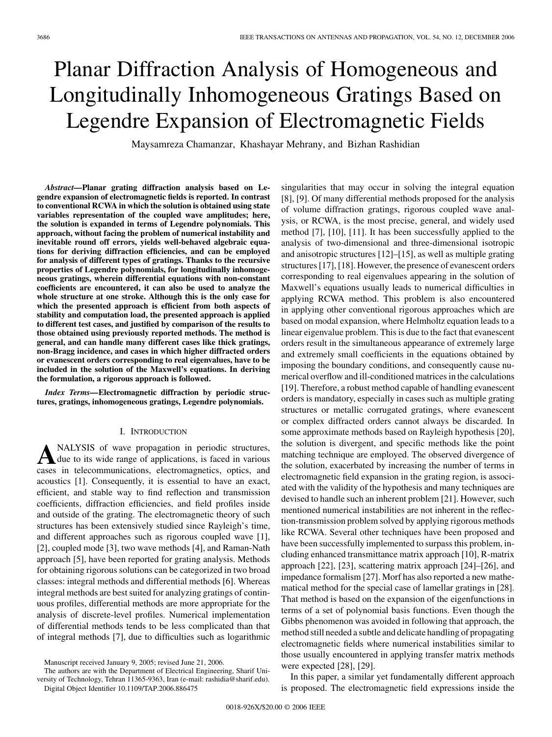# Planar Diffraction Analysis of Homogeneous and Longitudinally Inhomogeneous Gratings Based on Legendre Expansion of Electromagnetic Fields

Maysamreza Chamanzar, Khashayar Mehrany, and Bizhan Rashidian

***Abstract*—Planar grating diffraction analysis based on Legendre expansion of electromagnetic fields is reported. In contrast to conventional RCWA in which the solution is obtained using state variables representation of the coupled wave amplitudes; here, the solution is expanded in terms of Legendre polynomials. This approach, without facing the problem of numerical instability and inevitable round off errors, yields well-behaved algebraic equations for deriving diffraction efficiencies, and can be employed for analysis of different types of gratings. Thanks to the recursive properties of Legendre polynomials, for longitudinally inhomogeneous gratings, wherein differential equations with non-constant coefficients are encountered, it can also be used to analyze the whole structure at one stroke. Although this is the only case for which the presented approach is efficient from both aspects of stability and computation load, the presented approach is applied to different test cases, and justified by comparison of the results to those obtained using previously reported methods. The method is general, and can handle many different cases like thick gratings, non-Bragg incidence, and cases in which higher diffracted orders or evanescent orders corresponding to real eigenvalues, have to be included in the solution of the Maxwell's equations. In deriving the formulation, a rigorous approach is followed.**

***Index Terms*—Electromagnetic diffraction by periodic structures, gratings, inhomogeneous gratings, Legendre polynomials.**

## I. Introduction

Analysis of wave propagation in periodic structures, due to its wide range of applications, is faced in various cases in telecommunications, electromagnetics, optics, and acoustics [1]. Consequently, it is essential to have an exact, efficient, and stable way to find reflection and transmission coefficients, diffraction efficiencies, and field profiles inside and outside of the grating. The electromagnetic theory of such structures has been extensively studied since Rayleigh's time, and different approaches such as rigorous coupled wave [1], [2], coupled mode [3], two wave methods [4], and Raman-Nath approach [5], have been reported for grating analysis. Methods for obtaining rigorous solutions can be categorized in two broad classes: integral methods and differential methods [6]. Whereas integral methods are best suited for analyzing gratings of continuous profiles, differential methods are more appropriate for the analysis of discrete-level profiles. Numerical implementation of differential methods tends to be less complicated than that of integral methods [7], due to difficulties such as logarithmic singularities that may occur in solving the integral equation [8], [9]. Of many differential methods proposed for the analysis of volume diffraction gratings, rigorous coupled wave analysis, or RCWA, is the most precise, general, and widely used method [7], [10], [11]. It has been successfully applied to the analysis of two-dimensional and three-dimensional isotropic and anisotropic structures [12]–[15], as well as multiple grating structures [17], [18]. However, the presence of evanescent orders corresponding to real eigenvalues appearing in the solution of Maxwell's equations usually leads to numerical difficulties in applying RCWA method. This problem is also encountered in applying other conventional rigorous approaches which are based on modal expansion, where Helmholtz equation leads to a linear eigenvalue problem. This is due to the fact that evanescent orders result in the simultaneous appearance of extremely large and extremely small coefficients in the equations obtained by imposing the boundary conditions, and consequently cause numerical overflow and ill-conditioned matrices in the calculations [19]. Therefore, a robust method capable of handling evanescent orders is mandatory, especially in cases such as multiple grating structures or metallic corrugated gratings, where evanescent or complex diffracted orders cannot always be discarded. In some approximate methods based on Rayleigh hypothesis [20], the solution is divergent, and specific methods like the point matching technique are employed. The observed divergence of the solution, exacerbated by increasing the number of terms in electromagnetic field expansion in the grating region, is associated with the validity of the hypothesis and many techniques are devised to handle such an inherent problem [21]. However, such mentioned numerical instabilities are not inherent in the reflection-transmission problem solved by applying rigorous methods like RCWA. Several other techniques have been proposed and have been successfully implemented to surpass this problem, including enhanced transmittance matrix approach [10], R-matrix approach [22], [23], scattering matrix approach [24]–[26], and impedance formalism [27]. Morf has also reported a new mathematical method for the special case of lamellar gratings in [28]. That method is based on the expansion of the eigenfunctions in terms of a set of polynomial basis functions. Even though the Gibbs phenomenon was avoided in following that approach, the method still needed a subtle and delicate handling of propagating electromagnetic fields where numerical instabilities similar to those usually encountered in applying transfer matrix methods were expected [28], [29].

In this paper, a similar yet fundamentally different approach is proposed. The electromagnetic field expressions inside the

Manuscript received January 9, 2005; revised June 21, 2006.

The authors are with the Department of Electrical Engineering, Sharif University of Technology, Tehran 11365-9363, Iran (e-mail: rashidia@sharif.edu).

Digital Object Identifier 10.1109/TAP.2006.886475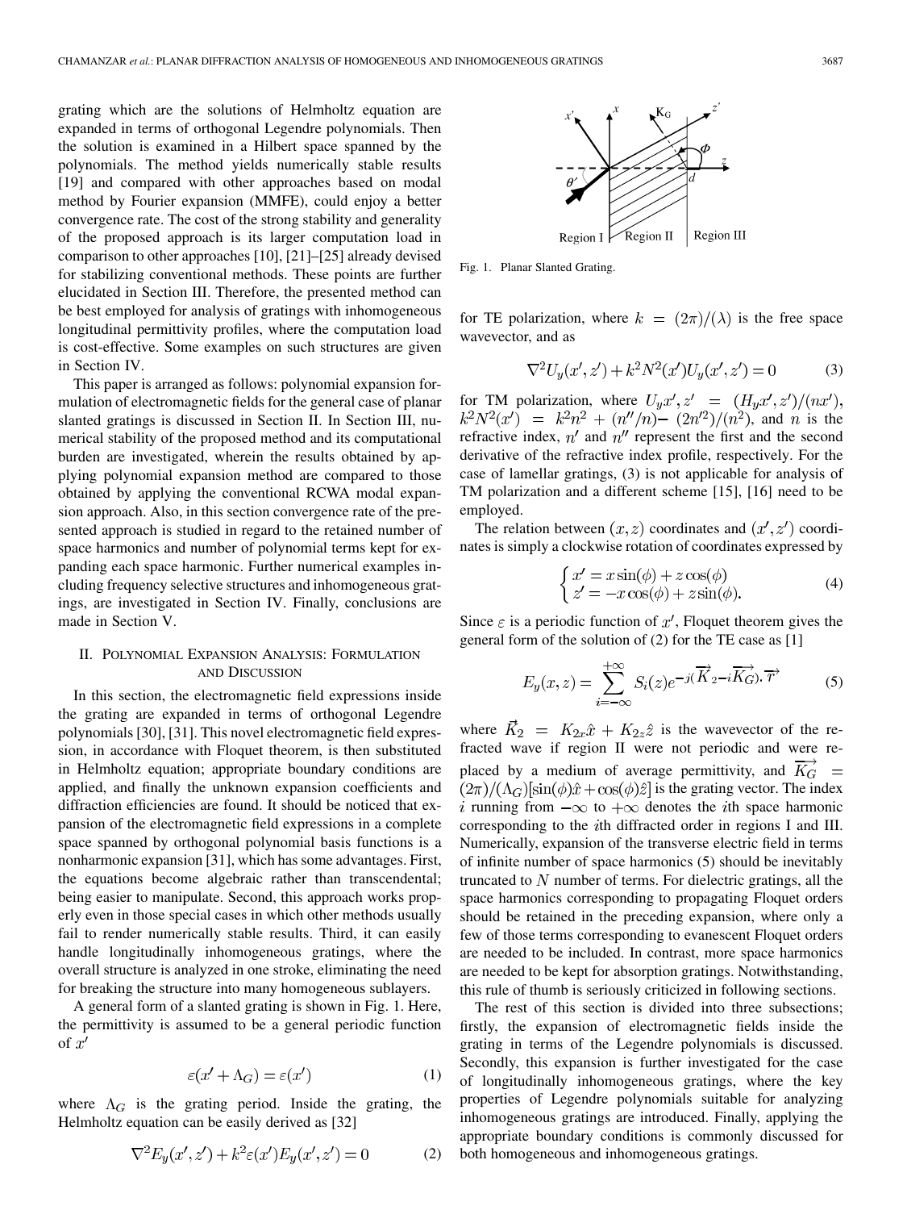grating which are the solutions of Helmholtz equation are expanded in terms of orthogonal Legendre polynomials. Then the solution is examined in a Hilbert space spanned by the polynomials. The method yields numerically stable results [19] and compared with other approaches based on modal method by Fourier expansion (MMFE), could enjoy a better convergence rate. The cost of the strong stability and generality of the proposed approach is its larger computation load in comparison to other approaches [10], [21]–[25] already devised for stabilizing conventional methods. These points are further elucidated in Section III. Therefore, the presented method can be best employed for analysis of gratings with inhomogeneous longitudinal permittivity profiles, where the computation load is cost-effective. Some examples on such structures are given in Section IV.

This paper is arranged as follows: polynomial expansion formulation of electromagnetic fields for the general case of planar slanted gratings is discussed in Section II. In Section III, numerical stability of the proposed method and its computational burden are investigated, wherein the results obtained by applying polynomial expansion method are compared to those obtained by applying the conventional RCWA modal expansion approach. Also, in this section convergence rate of the presented approach is studied in regard to the retained number of space harmonics and number of polynomial terms kept for expanding each space harmonic. Further numerical examples including frequency selective structures and inhomogeneous gratings, are investigated in Section IV. Finally, conclusions are made in Section V.

## II. Polynomial Expansion Analysis: Formulation and Discussion

In this section, the electromagnetic field expressions inside the grating are expanded in terms of orthogonal Legendre polynomials [30], [31]. This novel electromagnetic field expression, in accordance with Floquet theorem, is then substituted in Helmholtz equation; appropriate boundary conditions are applied, and finally the unknown expansion coefficients and diffraction efficiencies are found. It should be noticed that expansion of the electromagnetic field expressions in a complete space spanned by orthogonal polynomial basis functions is a nonharmonic expansion [31], which has some advantages. First, the equations become algebraic rather than transcendental; being easier to manipulate. Second, this approach works properly even in those special cases in which other methods usually fail to render numerically stable results. Third, it can easily handle longitudinally inhomogeneous gratings, where the overall structure is analyzed in one stroke, eliminating the need for breaking the structure into many homogeneous sublayers.

A general form of a slanted grating is shown in Fig. 1. Here, the permittivity is assumed to be a general periodic function of $x'$

$$\varepsilon(x' + \Lambda_G) = \varepsilon(x') \tag{1}$$

where $\Lambda_G$ is the grating period. Inside the grating, the Helmholtz equation can be easily derived as [32]

$$\nabla^2 E_y(x', z') + k^2 \varepsilon(x') E_y(x', z') = 0 \tag{2}$$

Fig. 1. Planar Slanted Grating.

for TE polarization, where $k = (2\pi)/(\lambda)$ is the free space wavevector, and as

$$\nabla^2 U_y(x', z') + k^2 N^2(x') U_y(x', z') = 0 \tag{3}$$

for TM polarization, where $U_y x', z' = (H_y x', z')/(nx')$, $k^2 N^2(x') = k^2 n^2 + (n''/n) - (2n'^2)/(n^2)$, and $n$ is the refractive index, $n'$ and $n''$ represent the first and the second derivative of the refractive index profile, respectively. For the case of lamellar gratings, (3) is not applicable for analysis of TM polarization and a different scheme [15], [16] need to be employed.

The relation between $(x, z)$ coordinates and $(x', z')$ coordinates is simply a clockwise rotation of coordinates expressed by

$$\begin{cases} x' = x\sin(\phi) + z\cos(\phi) \\ z' = -x\cos(\phi) + z\sin(\phi). \end{cases} \tag{4}$$

Since $\varepsilon$ is a periodic function of $x'$, Floquet theorem gives the general form of the solution of (2) for the TE case as [1]

$$E_y(x, z) = \sum_{i=-\infty}^{+\infty} S_i(z) e^{-j(\vec{K}_2 - i\vec{K_G}).\vec{r}} \tag{5}$$

where $\vec{K}_2 = K_{2x}\hat{x} + K_{2z}\hat{z}$ is the wavevector of the refracted wave if region II were not periodic and were replaced by a medium of average permittivity, and $\vec{K_G} = (2\pi)/(\Lambda_G)[\sin(\phi)\hat{x} + \cos(\phi)\hat{z}]$ is the grating vector. The index $i$ running from $-\infty$ to $+\infty$ denotes the $i$th space harmonic corresponding to the $i$th diffracted order in regions I and III. Numerically, expansion of the transverse electric field in terms of infinite number of space harmonics (5) should be inevitably truncated to $N$ number of terms. For dielectric gratings, all the space harmonics corresponding to propagating Floquet orders should be retained in the preceding expansion, where only a few of those terms corresponding to evanescent Floquet orders are needed to be included. In contrast, more space harmonics are needed to be kept for absorption gratings. Notwithstanding, this rule of thumb is seriously criticized in following sections.

The rest of this section is divided into three subsections; firstly, the expansion of electromagnetic fields inside the grating in terms of the Legendre polynomials is discussed. Secondly, this expansion is further investigated for the case of longitudinally inhomogeneous gratings, where the key properties of Legendre polynomials suitable for analyzing inhomogeneous gratings are introduced. Finally, applying the appropriate boundary conditions is commonly discussed for both homogeneous and inhomogeneous gratings.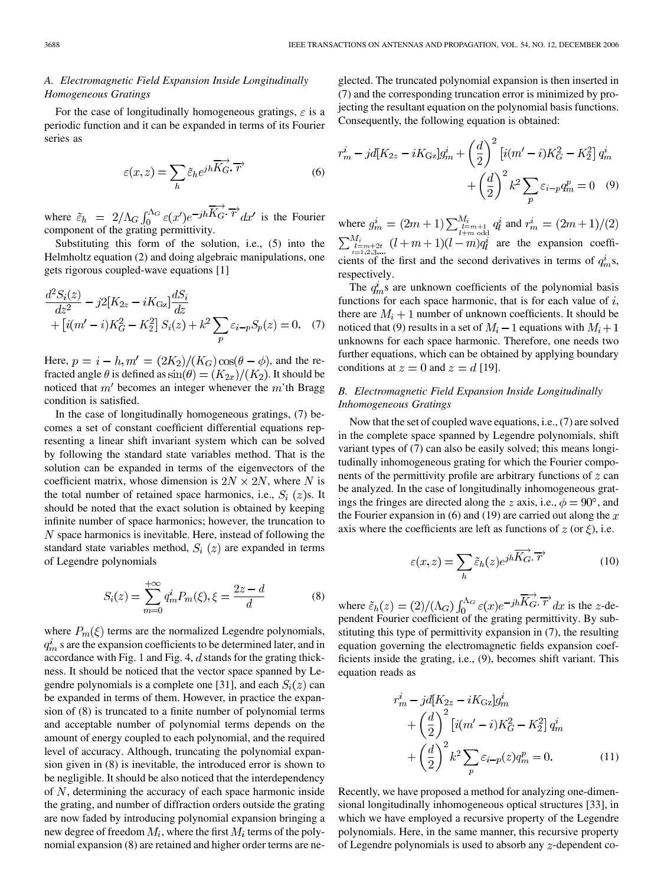### A. Electromagnetic Field Expansion Inside Longitudinally Homogeneous Gratings

For the case of longitudinally homogeneous gratings, $\varepsilon$ is a periodic function and it can be expanded in terms of its Fourier series as

$$\varepsilon(x,z) = \sum_h \tilde{\varepsilon}_h e^{jh\overrightarrow{K_G}\cdot\overrightarrow{r}} \tag{6}$$

where $\tilde{\varepsilon}_h = 2/\Lambda_G \int_0^{\Lambda_G} \varepsilon(x') e^{-jh\overrightarrow{K_G}\cdot\overrightarrow{r}} dx'$ is the Fourier component of the grating permittivity.

Substituting this form of the solution, i.e., (5) into the Helmholtz equation (2) and doing algebraic manipulations, one gets rigorous coupled-wave equations [1]

$$\frac{d^2 S_i(z)}{dz^2} - j2[K_{2z} - iK_{\mathrm{G}z}]\frac{dS_i}{dz} + \left[i(m'-i)K_G^2 - K_2^2\right] S_i(z) + k^2 \sum_p \varepsilon_{i-p} S_p(z) = 0. \tag{7}$$

Here, $p = i - h, m' = (2K_2)/(K_G)\cos(\theta - \phi)$, and the refracted angle $\theta$ is defined as $\sin(\theta) = (K_{2x})/(K_2)$. It should be noticed that $m'$ becomes an integer whenever the $m$'th Bragg condition is satisfied.

In the case of longitudinally homogeneous gratings, (7) becomes a set of constant coefficient differential equations representing a linear shift invariant system which can be solved by following the standard state variables method. That is the solution can be expanded in terms of the eigenvectors of the coefficient matrix, whose dimension is $2N \times 2N$, where $N$ is the total number of retained space harmonics, i.e., $S_i\ (z)$s. It should be noted that the exact solution is obtained by keeping infinite number of space harmonics; however, the truncation to $N$ space harmonics is inevitable. Here, instead of following the standard state variables method, $S_i\ (z)$ are expanded in terms of Legendre polynomials

$$S_i(z) = \sum_{m=0}^{+\infty} q_m^i P_m(\xi), \xi = \frac{2z-d}{d} \tag{8}$$

where $P_m(\xi)$ terms are the normalized Legendre polynomials, $q_m^i$ s are the expansion coefficients to be determined later, and in accordance with Fig. 1 and Fig. 4, $d$ stands for the grating thickness. It should be noticed that the vector space spanned by Legendre polynomials is a complete one [31], and each $S_i(z)$ can be expanded in terms of them. However, in practice the expansion of (8) is truncated to a finite number of polynomial terms and acceptable number of polynomial terms depends on the amount of energy coupled to each polynomial, and the required level of accuracy. Although, truncating the polynomial expansion given in (8) is inevitable, the introduced error is shown to be negligible. It should be also noticed that the interdependency of $N$, determining the accuracy of each space harmonic inside the grating, and number of diffraction orders outside the grating are now faded by introducing polynomial expansion bringing a new degree of freedom $M_i$, where the first $M_i$ terms of the polynomial expansion (8) are retained and higher order terms are neglected. The truncated polynomial expansion is then inserted in (7) and the corresponding truncation error is minimized by projecting the resultant equation on the polynomial basis functions. Consequently, the following equation is obtained:

$$r_m^i - jd[K_{2z} - iK_{\mathrm{G}z}]g_m^i + \left(\frac{d}{2}\right)^2 \left[i(m'-i)K_G^2 - K_2^2\right] q_m^i + \left(\frac{d}{2}\right)^2 k^2 \sum_p \varepsilon_{i-p} q_m^p = 0 \tag{9}$$

where $g_m^i = (2m+1)\sum_{\substack{l=m+1 \\ l+m \text{ odd}}}^{M_i} q_l^i$ and $r_m^i = (2m+1)/(2) \sum_{\substack{l=m+2t \\ t=1,2,3,\ldots}}^{M_i} (l+m+1)(l-m)q_l^i$ are the expansion coefficients of the first and the second derivatives in terms of $q_m^i$s, respectively.

The $q_m^i$s are unknown coefficients of the polynomial basis functions for each space harmonic, that is for each value of $i$, there are $M_i + 1$ number of unknown coefficients. It should be noticed that (9) results in a set of $M_i - 1$ equations with $M_i + 1$ unknowns for each space harmonic. Therefore, one needs two further equations, which can be obtained by applying boundary conditions at $z = 0$ and $z = d$ [19].

### B. Electromagnetic Field Expansion Inside Longitudinally Inhomogeneous Gratings

Now that the set of coupled wave equations, i.e., (7) are solved in the complete space spanned by Legendre polynomials, shift variant types of (7) can also be easily solved; this means longitudinally inhomogeneous grating for which the Fourier components of the permittivity profile are arbitrary functions of $z$ can be analyzed. In the case of longitudinally inhomogeneous gratings the fringes are directed along the $z$ axis, i.e., $\phi = 90°$, and the Fourier expansion in (6) and (19) are carried out along the $x$ axis where the coefficients are left as functions of $z$ (or $\xi$), i.e.

$$\varepsilon(x,z) = \sum_h \tilde{\varepsilon}_h(z) e^{jh\overrightarrow{K_G}\cdot\overrightarrow{r}} \tag{10}$$

where $\tilde{\varepsilon}_h(z) = (2)/(\Lambda_G)\int_0^{\Lambda_G} \varepsilon(x) e^{-jh\overrightarrow{K_G}\cdot\overrightarrow{r}} dx$ is the $z$-dependent Fourier coefficient of the grating permittivity. By substituting this type of permittivity expansion in (7), the resulting equation governing the electromagnetic fields expansion coefficients inside the grating, i.e., (9), becomes shift variant. This equation reads as

$$r_m^i - jd[K_{2z} - iK_{\mathrm{G}z}]g_m^i + \left(\frac{d}{2}\right)^2 \left[i(m'-i)K_G^2 - K_2^2\right] q_m^i + \left(\frac{d}{2}\right)^2 k^2 \sum_p \varepsilon_{i-p}(z) q_m^p = 0. \tag{11}$$

Recently, we have proposed a method for analyzing one-dimensional longitudinally inhomogeneous optical structures [33], in which we have employed a recursive property of the Legendre polynomials. Here, in the same manner, this recursive property of Legendre polynomials is used to absorb any $z$-dependent co-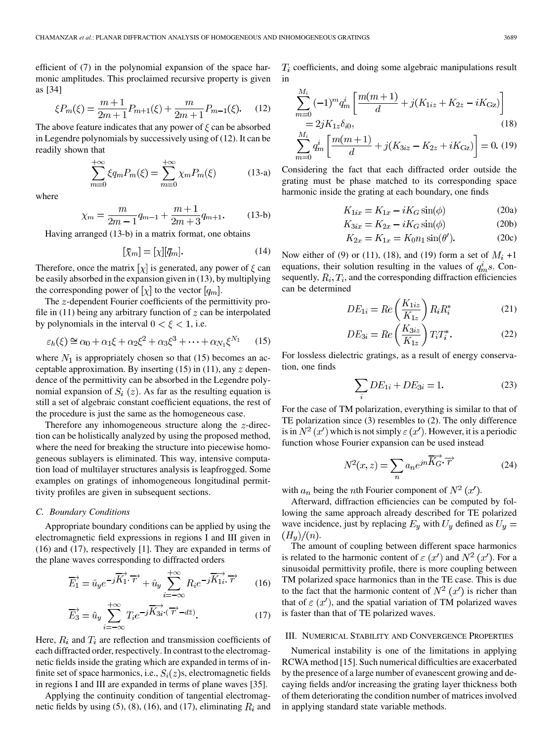efficient of (7) in the polynomial expansion of the space harmonic amplitudes. This proclaimed recursive property is given as [34]

$$\xi P_m(\xi) = \frac{m+1}{2m+1} P_{m+1}(\xi) + \frac{m}{2m+1} P_{m-1}(\xi). \tag{12}$$

The above feature indicates that any power of $\xi$ can be absorbed in Legendre polynomials by successively using of (12). It can be readily shown that

$$\sum_{m=0}^{+\infty} \xi q_m P_m(\xi) = \sum_{m=0}^{+\infty} \chi_m P_m(\xi) \tag{13-a}$$

where

$$\chi_m = \frac{m}{2m-1} q_{m-1} + \frac{m+1}{2m+3} q_{m+1}. \tag{13-b}$$

Having arranged (13-b) in a matrix format, one obtains

$$[\bar{\chi}_m] = [\chi][\bar{q}_m]. \tag{14}$$

Therefore, once the matrix $[\chi]$ is generated, any power of $\xi$ can be easily absorbed in the expansion given in (13), by multiplying the corresponding power of $[\chi]$ to the vector $[q_m]$.

The $z$-dependent Fourier coefficients of the permittivity profile in (11) being any arbitrary function of $z$ can be interpolated by polynomials in the interval $0 < \xi < 1$, i.e.

$$\varepsilon_h(\xi) \cong \alpha_0 + \alpha_1 \xi + \alpha_2 \xi^2 + \alpha_3 \xi^3 + \cdots + \alpha_{N_1} \xi^{N_1} \tag{15}$$

where $N_1$ is appropriately chosen so that (15) becomes an acceptable approximation. By inserting (15) in (11), any $z$ dependence of the permittivity can be absorbed in the Legendre polynomial expansion of $S_i(z)$. As far as the resulting equation is still a set of algebraic constant coefficient equations, the rest of the procedure is just the same as the homogeneous case.

Therefore any inhomogeneous structure along the $z$-direction can be holistically analyzed by using the proposed method, where the need for breaking the structure into piecewise homogeneous sublayers is eliminated. This way, intensive computation load of multilayer structures analysis is leapfrogged. Some examples on gratings of inhomogeneous longitudinal permittivity profiles are given in subsequent sections.

### C. Boundary Conditions

Appropriate boundary conditions can be applied by using the electromagnetic field expressions in regions I and III given in (16) and (17), respectively [1]. They are expanded in terms of the plane waves corresponding to diffracted orders

$$\overrightarrow{E_1} = \hat{u}_y e^{-j\overrightarrow{K_1}\cdot\overrightarrow{r}} + \hat{u}_y \sum_{i=-\infty}^{+\infty} R_i e^{-j\overrightarrow{K_{1i}}\cdot\overrightarrow{r}} \tag{16}$$

$$\overrightarrow{E_3} = \hat{u}_y \sum_{i=-\infty}^{+\infty} T_i e^{-j\overrightarrow{K_{3i}}\cdot(\overrightarrow{r} - d\hat{z})}. \tag{17}$$

Here, $R_i$ and $T_i$ are reflection and transmission coefficients of each diffracted order, respectively. In contrast to the electromagnetic fields inside the grating which are expanded in terms of infinite set of space harmonics, i.e., $S_i(z)$s, electromagnetic fields in regions I and III are expanded in terms of plane waves [35].

Applying the continuity condition of tangential electromagnetic fields by using (5), (8), (16), and (17), eliminating $R_i$ and $T_i$ coefficients, and doing some algebraic manipulations result in

$$\sum_{m=0}^{M_i} (-1)^m q_m^i \left[\frac{m(m+1)}{d} + j(K_{1iz} + K_{2z} - iK_{\mathrm{Gz}})\right] = 2jK_{1z}\delta_{i0}, \tag{18}$$

$$\sum_{m=0}^{M_i} q_m^i \left[\frac{m(m+1)}{d} + j(K_{3iz} - K_{2z} + iK_{\mathrm{Gz}})\right] = 0. \tag{19}$$

Considering the fact that each diffracted order outside the grating must be phase matched to its corresponding space harmonic inside the grating at each boundary, one finds

$$K_{1ix} = K_{1x} - iK_G \sin(\phi) \tag{20a}$$

$$K_{3ix} = K_{2x} - iK_G \sin(\phi) \tag{20b}$$

$$K_{2x} = K_{1x} = K_0 n_1 \sin(\theta'). \tag{20c}$$

Now either of (9) or (11), (18), and (19) form a set of $M_i + 1$ equations, their solution resulting in the values of $q_m^i$s. Consequently, $R_i, T_i$, and the corresponding diffraction efficiencies can be determined

$$DE_{1i} = Re\left(\frac{K_{1iz}}{K_{1z}}\right) R_i R_i^* \tag{21}$$

$$DE_{3i} = Re\left(\frac{K_{3iz}}{K_{1z}}\right) T_i T_i^*. \tag{22}$$

For lossless dielectric gratings, as a result of energy conservation, one finds

$$\sum_i DE_{1i} + DE_{3i} = 1. \tag{23}$$

For the case of TM polarization, everything is similar to that of TE polarization since (3) resembles to (2). The only difference is in $N^2(x')$ which is not simply $\varepsilon(x')$. However, it is a periodic function whose Fourier expansion can be used instead

$$N^2(x, z) = \sum_n a_n e^{jn\overrightarrow{K_G}\cdot\overrightarrow{r}} \tag{24}$$

with $a_n$ being the $n$th Fourier component of $N^2(x')$.

Afterward, diffraction efficiencies can be computed by following the same approach already described for TE polarized wave incidence, just by replacing $E_y$ with $U_y$ defined as $U_y = (H_y)/(n)$.

The amount of coupling between different space harmonics is related to the harmonic content of $\varepsilon(x')$ and $N^2(x')$. For a sinusoidal permittivity profile, there is more coupling between TM polarized space harmonics than in the TE case. This is due to the fact that the harmonic content of $N^2(x')$ is richer than that of $\varepsilon(x')$, and the spatial variation of TM polarized waves is faster than that of TE polarized waves.

## III. Numerical Stability and Convergence Properties

Numerical instability is one of the limitations in applying RCWA method [15]. Such numerical difficulties are exacerbated by the presence of a large number of evanescent growing and decaying fields and/or increasing the grating layer thickness both of them deteriorating the condition number of matrices involved in applying standard state variable methods.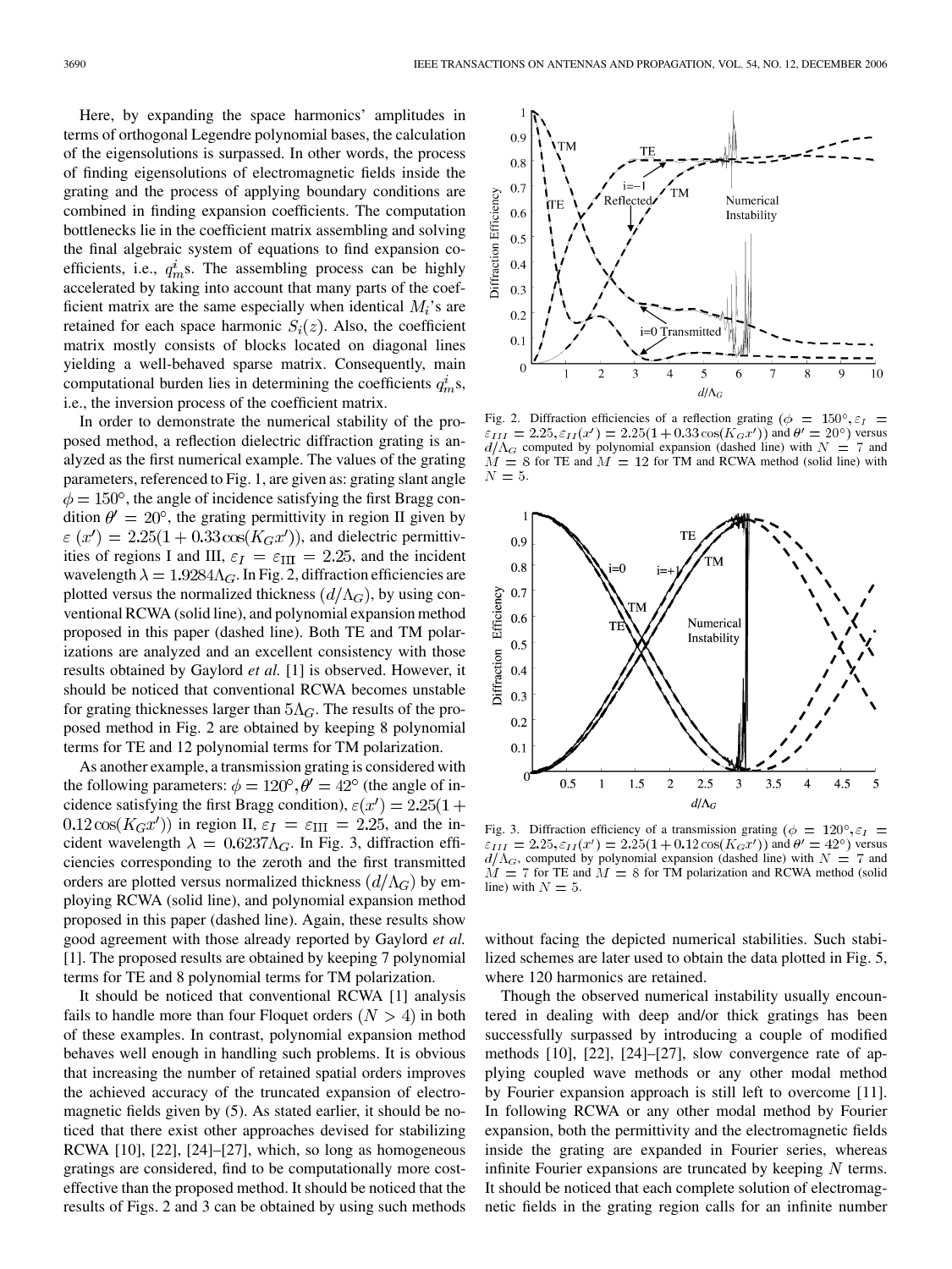Here, by expanding the space harmonics' amplitudes in terms of orthogonal Legendre polynomial bases, the calculation of the eigensolutions is surpassed. In other words, the process of finding eigensolutions of electromagnetic fields inside the grating and the process of applying boundary conditions are combined in finding expansion coefficients. The computation bottlenecks lie in the coefficient matrix assembling and solving the final algebraic system of equations to find expansion coefficients, i.e., $q_m^i$s. The assembling process can be highly accelerated by taking into account that many parts of the coefficient matrix are the same especially when identical $M_i$'s are retained for each space harmonic $S_i(z)$. Also, the coefficient matrix mostly consists of blocks located on diagonal lines yielding a well-behaved sparse matrix. Consequently, main computational burden lies in determining the coefficients $q_m^i$s, i.e., the inversion process of the coefficient matrix.

In order to demonstrate the numerical stability of the proposed method, a reflection dielectric diffraction grating is analyzed as the first numerical example. The values of the grating parameters, referenced to Fig. 1, are given as: grating slant angle $\phi = 150^\circ$, the angle of incidence satisfying the first Bragg condition $\theta' = 20^\circ$, the grating permittivity in region II given by $\varepsilon(x') = 2.25(1 + 0.33\cos(K_G x'))$, and dielectric permittivities of regions I and III, $\varepsilon_I = \varepsilon_{\text{III}} = 2.25$, and the incident wavelength $\lambda = 1.9284\Lambda_G$. In Fig. 2, diffraction efficiencies are plotted versus the normalized thickness $(d/\Lambda_G)$, by using conventional RCWA (solid line), and polynomial expansion method proposed in this paper (dashed line). Both TE and TM polarizations are analyzed and an excellent consistency with those results obtained by Gaylord *et al.* [1] is observed. However, it should be noticed that conventional RCWA becomes unstable for grating thicknesses larger than $5\Lambda_G$. The results of the proposed method in Fig. 2 are obtained by keeping 8 polynomial terms for TE and 12 polynomial terms for TM polarization.

As another example, a transmission grating is considered with the following parameters: $\phi = 120^\circ, \theta' = 42^\circ$ (the angle of incidence satisfying the first Bragg condition), $\varepsilon(x') = 2.25(1 + 0.12\cos(K_G x'))$ in region II, $\varepsilon_I = \varepsilon_{\text{III}} = 2.25$, and the incident wavelength $\lambda = 0.6237\Lambda_G$. In Fig. 3, diffraction efficiencies corresponding to the zeroth and the first transmitted orders are plotted versus normalized thickness $(d/\Lambda_G)$ by employing RCWA (solid line), and polynomial expansion method proposed in this paper (dashed line). Again, these results show good agreement with those already reported by Gaylord *et al.* [1]. The proposed results are obtained by keeping 7 polynomial terms for TE and 8 polynomial terms for TM polarization.

It should be noticed that conventional RCWA [1] analysis fails to handle more than four Floquet orders $(N > 4)$ in both of these examples. In contrast, polynomial expansion method behaves well enough in handling such problems. It is obvious that increasing the number of retained spatial orders improves the achieved accuracy of the truncated expansion of electromagnetic fields given by (5). As stated earlier, it should be noticed that there exist other approaches devised for stabilizing RCWA [10], [22], [24]–[27], which, so long as homogeneous gratings are considered, find to be computationally more cost-effective than the proposed method. It should be noticed that the results of Figs. 2 and 3 can be obtained by using such methods without facing the depicted numerical stabilities. Such stabilized schemes are later used to obtain the data plotted in Fig. 5, where 120 harmonics are retained.

Fig. 2. Diffraction efficiencies of a reflection grating ($\phi = 150^\circ, \varepsilon_I = \varepsilon_{III} = 2.25, \varepsilon_{II}(x') = 2.25(1 + 0.33\cos(K_G x'))$ and $\theta' = 20^\circ$) versus $d/\Lambda_G$ computed by polynomial expansion (dashed line) with $N = 7$ and $M = 8$ for TE and $M = 12$ for TM and RCWA method (solid line) with $N = 5$.

Fig. 3. Diffraction efficiency of a transmission grating ($\phi = 120^\circ, \varepsilon_I = \varepsilon_{III} = 2.25, \varepsilon_{II}(x') = 2.25(1 + 0.12\cos(K_G x'))$ and $\theta' = 42^\circ$) versus $d/\Lambda_G$, computed by polynomial expansion (dashed line) with $N = 7$ and $M = 7$ for TE and $M = 8$ for TM polarization and RCWA method (solid line) with $N = 5$.

Though the observed numerical instability usually encountered in dealing with deep and/or thick gratings has been successfully surpassed by introducing a couple of modified methods [10], [22], [24]–[27], slow convergence rate of applying coupled wave methods or any other modal method by Fourier expansion approach is still left to overcome [11]. In following RCWA or any other modal method by Fourier expansion, both the permittivity and the electromagnetic fields inside the grating are expanded in Fourier series, whereas infinite Fourier expansions are truncated by keeping $N$ terms. It should be noticed that each complete solution of electromagnetic fields in the grating region calls for an infinite number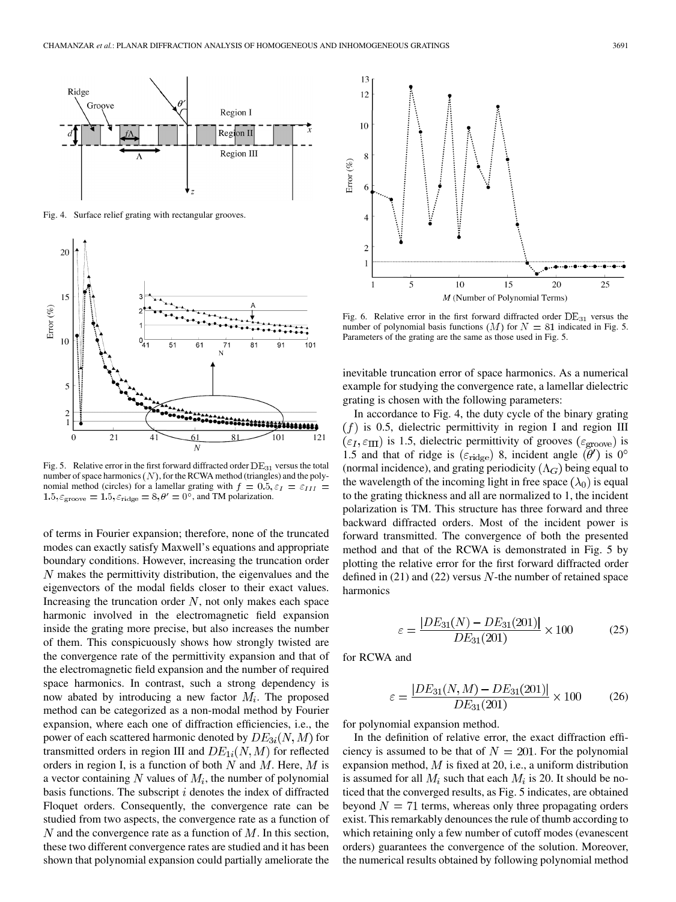Fig. 4. Surface relief grating with rectangular grooves.

Fig. 5. Relative error in the first forward diffracted order $\mathrm{DE}_{31}$ versus the total number of space harmonics ($N$), for the RCWA method (triangles) and the polynomial method (circles) for a lamellar grating with $f = 0.5, \varepsilon_I = \varepsilon_{III} = 1.5, \varepsilon_{\text{groove}} = 1.5, \varepsilon_{\text{ridge}} = 8, \theta' = 0^\circ$, and TM polarization.

of terms in Fourier expansion; therefore, none of the truncated modes can exactly satisfy Maxwell's equations and appropriate boundary conditions. However, increasing the truncation order $N$ makes the permittivity distribution, the eigenvalues and the eigenvectors of the modal fields closer to their exact values. Increasing the truncation order $N$, not only makes each space harmonic involved in the electromagnetic field expansion inside the grating more precise, but also increases the number of them. This conspicuously shows how strongly twisted are the convergence rate of the permittivity expansion and that of the electromagnetic field expansion and the number of required space harmonics. In contrast, such a strong dependency is now abated by introducing a new factor $M_i$. The proposed method can be categorized as a non-modal method by Fourier expansion, where each one of diffraction efficiencies, i.e., the power of each scattered harmonic denoted by $DE_{3i}(N, M)$ for transmitted orders in region III and $DE_{1i}(N, M)$ for reflected orders in region I, is a function of both $N$ and $M$. Here, $M$ is a vector containing $N$ values of $M_i$, the number of polynomial basis functions. The subscript $i$ denotes the index of diffracted Floquet orders. Consequently, the convergence rate can be studied from two aspects, the convergence rate as a function of $N$ and the convergence rate as a function of $M$. In this section, these two different convergence rates are studied and it has been shown that polynomial expansion could partially ameliorate the

Fig. 6. Relative error in the first forward diffracted order $\mathrm{DE}_{31}$ versus the number of polynomial basis functions ($M$) for $N = 81$ indicated in Fig. 5. Parameters of the grating are the same as those used in Fig. 5.

inevitable truncation error of space harmonics. As a numerical example for studying the convergence rate, a lamellar dielectric grating is chosen with the following parameters:

In accordance to Fig. 4, the duty cycle of the binary grating ($f$) is 0.5, dielectric permittivity in region I and region III ($\varepsilon_I, \varepsilon_{\text{III}}$) is 1.5, dielectric permittivity of grooves ($\varepsilon_{\text{groove}}$) is 1.5 and that of ridge is ($\varepsilon_{\text{ridge}}$) 8, incident angle ($\theta'$) is $0^\circ$ (normal incidence), and grating periodicity ($\Lambda_G$) being equal to the wavelength of the incoming light in free space ($\lambda_0$) is equal to the grating thickness and all are normalized to 1, the incident polarization is TM. This structure has three forward and three backward diffracted orders. Most of the incident power is forward transmitted. The convergence of both the presented method and that of the RCWA is demonstrated in Fig. 5 by plotting the relative error for the first forward diffracted order defined in (21) and (22) versus $N$-the number of retained space harmonics

$$\varepsilon = \frac{|DE_{31}(N) - DE_{31}(201)|}{DE_{31}(201)} \times 100 \tag{25}$$

for RCWA and

$$\varepsilon = \frac{|DE_{31}(N, M) - DE_{31}(201)|}{DE_{31}(201)} \times 100 \tag{26}$$

for polynomial expansion method.

In the definition of relative error, the exact diffraction efficiency is assumed to be that of $N = 201$. For the polynomial expansion method, $M$ is fixed at 20, i.e., a uniform distribution is assumed for all $M_i$ such that each $M_i$ is 20. It should be noticed that the converged results, as Fig. 5 indicates, are obtained beyond $N = 71$ terms, whereas only three propagating orders exist. This remarkably denounces the rule of thumb according to which retaining only a few number of cutoff modes (evanescent orders) guarantees the convergence of the solution. Moreover, the numerical results obtained by following polynomial method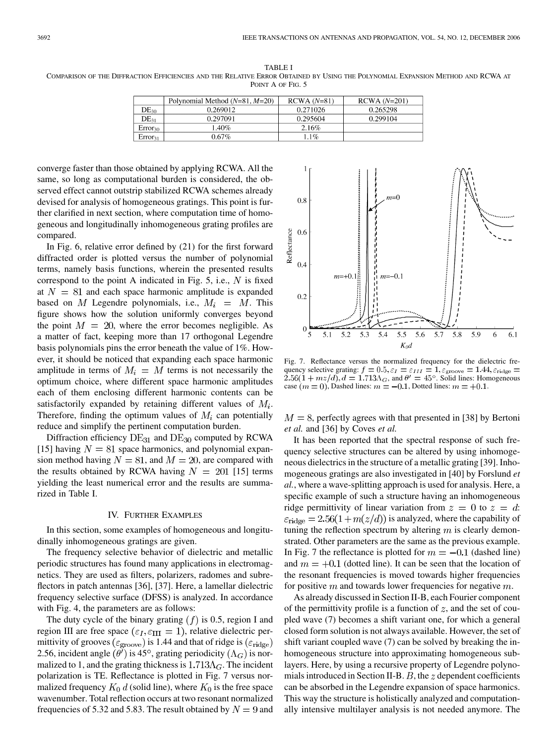TABLE I
COMPARISON OF THE DIFFRACTION EFFICIENCIES AND THE RELATIVE ERROR OBTAINED BY USING THE POLYNOMIAL EXPANSION METHOD AND RCWA AT POINT A OF FIG. 5

| | Polynomial Method ($N$=81, $M$=20) | RCWA ($N$=81) | RCWA ($N$=201) |
|---|---|---|---|
| $\mathrm{DE}_{30}$ | 0.269012 | 0.271026 | 0.265298 |
| $\mathrm{DE}_{31}$ | 0.297091 | 0.295604 | 0.299104 |
| $\mathrm{Error}_{30}$ | 1.40% | 2.16% | |
| $\mathrm{Error}_{31}$ | 0.67% | 1.1% | |

converge faster than those obtained by applying RCWA. All the same, so long as computational burden is considered, the observed effect cannot outstrip stabilized RCWA schemes already devised for analysis of homogeneous gratings. This point is further clarified in next section, where computation time of homogeneous and longitudinally inhomogeneous grating profiles are compared.

In Fig. 6, relative error defined by (21) for the first forward diffracted order is plotted versus the number of polynomial terms, namely basis functions, wherein the presented results correspond to the point A indicated in Fig. 5, i.e., $N$ is fixed at $N = 81$ and each space harmonic amplitude is expanded based on $M$ Legendre polynomials, i.e., $M_i = M$. This figure shows how the solution uniformly converges beyond the point $M = 20$, where the error becomes negligible. As a matter of fact, keeping more than 17 orthogonal Legendre basis polynomials pins the error beneath the value of 1%. However, it should be noticed that expanding each space harmonic amplitude in terms of $M_i = M$ terms is not necessarily the optimum choice, where different space harmonic amplitudes each of them enclosing different harmonic contents can be satisfactorily expanded by retaining different values of $M_i$. Therefore, finding the optimum values of $M_i$ can potentially reduce and simplify the pertinent computation burden.

Diffraction efficiency $\mathrm{DE}_{31}$ and $\mathrm{DE}_{30}$ computed by RCWA [15] having $N = 81$ space harmonics, and polynomial expansion method having $N = 81$, and $M = 20$, are compared with the results obtained by RCWA having $N = 201$ [15] terms yielding the least numerical error and the results are summarized in Table I.

## IV. FURTHER EXAMPLES

In this section, some examples of homogeneous and longitudinally inhomogeneous gratings are given.

The frequency selective behavior of dielectric and metallic periodic structures has found many applications in electromagnetics. They are used as filters, polarizers, radomes and subreflectors in patch antennas [36], [37]. Here, a lamellar dielectric frequency selective surface (DFSS) is analyzed. In accordance with Fig. 4, the parameters are as follows:

The duty cycle of the binary grating ($f$) is 0.5, region I and region III are free space ($\varepsilon_I, \varepsilon_{\mathrm{III}} = 1$), relative dielectric permittivity of grooves ($\varepsilon_{\mathrm{groove}}$) is 1.44 and that of ridge is ($\varepsilon_{\mathrm{ridge}}$) 2.56, incident angle ($\theta'$) is 45°, grating periodicity ($\Lambda_G$) is normalized to 1, and the grating thickness is $1.713\Lambda_G$. The incident polarization is TE. Reflectance is plotted in Fig. 7 versus normalized frequency $K_0\,d$ (solid line), where $K_0$ is the free space wavenumber. Total reflection occurs at two resonant normalized frequencies of 5.32 and 5.83. The result obtained by $N = 9$ and $M = 8$, perfectly agrees with that presented in [38] by Bertoni *et al.* and [36] by Coves *et al.*

Fig. 7. Reflectance versus the normalized frequency for the dielectric frequency selective grating: $f = 0.5, \varepsilon_I = \varepsilon_{III} = 1, \varepsilon_{\mathrm{groove}} = 1.44, \varepsilon_{\mathrm{ridge}} = 2.56(1 + mz/d), d = 1.713\Lambda_G$, and $\theta' = 45°$. Solid lines: Homogeneous case ($m = 0$), Dashed lines: $m = -0.1$, Dotted lines: $m = +0.1$.

It has been reported that the spectral response of such frequency selective structures can be altered by using inhomogeneous dielectrics in the structure of a metallic grating [39]. Inhomogeneous gratings are also investigated in [40] by Forslund *et al.*, where a wave-splitting approach is used for analysis. Here, a specific example of such a structure having an inhomogeneous ridge permittivity of linear variation from $z = 0$ to $z = d$: $\varepsilon_{\mathrm{ridge}} = 2.56(1 + m(z/d))$ is analyzed, where the capability of tuning the reflection spectrum by altering $m$ is clearly demonstrated. Other parameters are the same as the previous example. In Fig. 7 the reflectance is plotted for $m = -0.1$ (dashed line) and $m = +0.1$ (dotted line). It can be seen that the location of the resonant frequencies is moved towards higher frequencies for positive $m$ and towards lower frequencies for negative $m$.

As already discussed in Section II-B, each Fourier component of the permittivity profile is a function of $z$, and the set of coupled wave (7) becomes a shift variant one, for which a general closed form solution is not always available. However, the set of shift variant coupled wave (7) can be solved by breaking the inhomogeneous structure into approximating homogeneous sublayers. Here, by using a recursive property of Legendre polynomials introduced in Section II-B. $B$, the $z$ dependent coefficients can be absorbed in the Legendre expansion of space harmonics. This way the structure is holistically analyzed and computationally intensive multilayer analysis is not needed anymore. The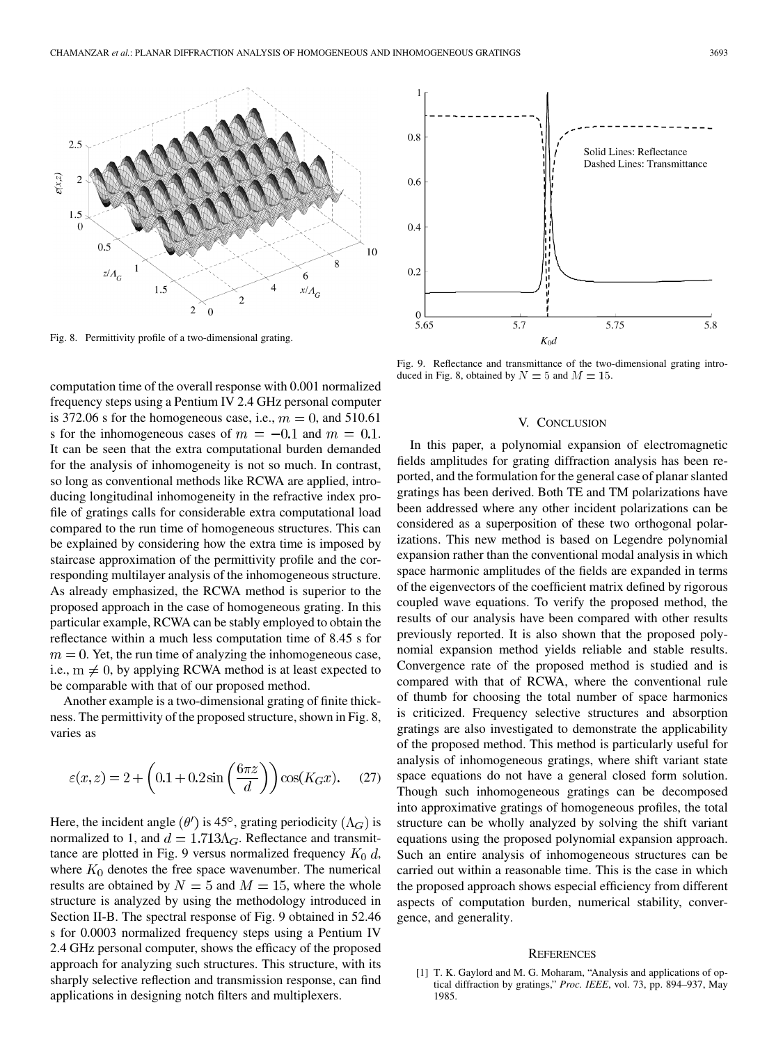Fig. 8. Permittivity profile of a two-dimensional grating.

Fig. 9. Reflectance and transmittance of the two-dimensional grating introduced in Fig. 8, obtained by $N = 5$ and $M = 15$.

computation time of the overall response with 0.001 normalized frequency steps using a Pentium IV 2.4 GHz personal computer is 372.06 s for the homogeneous case, i.e., $m = 0$, and 510.61 s for the inhomogeneous cases of $m = -0.1$ and $m = 0.1$. It can be seen that the extra computational burden demanded for the analysis of inhomogeneity is not so much. In contrast, so long as conventional methods like RCWA are applied, introducing longitudinal inhomogeneity in the refractive index profile of gratings calls for considerable extra computational load compared to the run time of homogeneous structures. This can be explained by considering how the extra time is imposed by staircase approximation of the permittivity profile and the corresponding multilayer analysis of the inhomogeneous structure. As already emphasized, the RCWA method is superior to the proposed approach in the case of homogeneous grating. In this particular example, RCWA can be stably employed to obtain the reflectance within a much less computation time of 8.45 s for $m = 0$. Yet, the run time of analyzing the inhomogeneous case, i.e., $m \neq 0$, by applying RCWA method is at least expected to be comparable with that of our proposed method.

Another example is a two-dimensional grating of finite thickness. The permittivity of the proposed structure, shown in Fig. 8, varies as

$$\varepsilon(x,z) = 2 + \left(0.1 + 0.2\sin\left(\frac{6\pi z}{d}\right)\right)\cos(K_G x). \quad (27)$$

Here, the incident angle $(\theta')$ is 45°, grating periodicity $(\Lambda_G)$ is normalized to 1, and $d = 1.713\Lambda_G$. Reflectance and transmittance are plotted in Fig. 9 versus normalized frequency $K_0\, d$, where $K_0$ denotes the free space wavenumber. The numerical results are obtained by $N = 5$ and $M = 15$, where the whole structure is analyzed by using the methodology introduced in Section II-B. The spectral response of Fig. 9 obtained in 52.46 s for 0.0003 normalized frequency steps using a Pentium IV 2.4 GHz personal computer, shows the efficacy of the proposed approach for analyzing such structures. This structure, with its sharply selective reflection and transmission response, can find applications in designing notch filters and multiplexers.

## V. Conclusion

In this paper, a polynomial expansion of electromagnetic fields amplitudes for grating diffraction analysis has been reported, and the formulation for the general case of planar slanted gratings has been derived. Both TE and TM polarizations have been addressed where any other incident polarizations can be considered as a superposition of these two orthogonal polarizations. This new method is based on Legendre polynomial expansion rather than the conventional modal analysis in which space harmonic amplitudes of the fields are expanded in terms of the eigenvectors of the coefficient matrix defined by rigorous coupled wave equations. To verify the proposed method, the results of our analysis have been compared with other results previously reported. It is also shown that the proposed polynomial expansion method yields reliable and stable results. Convergence rate of the proposed method is studied and is compared with that of RCWA, where the conventional rule of thumb for choosing the total number of space harmonics is criticized. Frequency selective structures and absorption gratings are also investigated to demonstrate the applicability of the proposed method. This method is particularly useful for analysis of inhomogeneous gratings, where shift variant state space equations do not have a general closed form solution. Though such inhomogeneous gratings can be decomposed into approximative gratings of homogeneous profiles, the total structure can be wholly analyzed by solving the shift variant equations using the proposed polynomial expansion approach. Such an entire analysis of inhomogeneous structures can be carried out within a reasonable time. This is the case in which the proposed approach shows especial efficiency from different aspects of computation burden, numerical stability, convergence, and generality.

## References

[1] T. K. Gaylord and M. G. Moharam, "Analysis and applications of optical diffraction by gratings," *Proc. IEEE*, vol. 73, pp. 894–937, May 1985.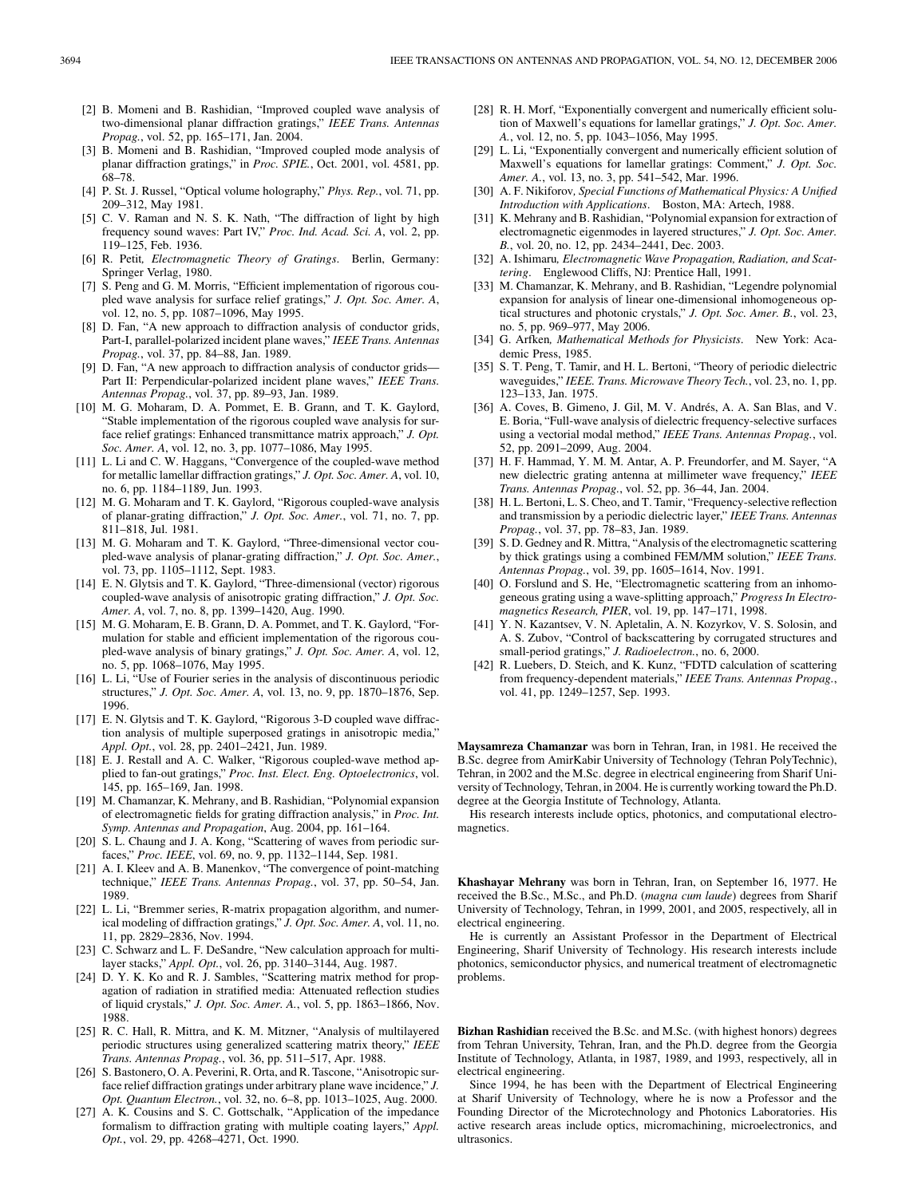[2] B. Momeni and B. Rashidian, "Improved coupled wave analysis of two-dimensional planar diffraction gratings," *IEEE Trans. Antennas Propag.*, vol. 52, pp. 165–171, Jan. 2004.

[3] B. Momeni and B. Rashidian, "Improved coupled mode analysis of planar diffraction gratings," in *Proc. SPIE.*, Oct. 2001, vol. 4581, pp. 68–78.

[4] P. St. J. Russel, "Optical volume holography," *Phys. Rep.*, vol. 71, pp. 209–312, May 1981.

[5] C. V. Raman and N. S. K. Nath, "The diffraction of light by high frequency sound waves: Part IV," *Proc. Ind. Acad. Sci. A*, vol. 2, pp. 119–125, Feb. 1936.

[6] R. Petit*, Electromagnetic Theory of Gratings*. Berlin, Germany: Springer Verlag, 1980.

[7] S. Peng and G. M. Morris, "Efficient implementation of rigorous coupled wave analysis for surface relief gratings," *J. Opt. Soc. Amer. A*, vol. 12, no. 5, pp. 1087–1096, May 1995.

[8] D. Fan, "A new approach to diffraction analysis of conductor grids, Part-I, parallel-polarized incident plane waves," *IEEE Trans. Antennas Propag.*, vol. 37, pp. 84–88, Jan. 1989.

[9] D. Fan, "A new approach to diffraction analysis of conductor grids—Part II: Perpendicular-polarized incident plane waves," *IEEE Trans. Antennas Propag.*, vol. 37, pp. 89–93, Jan. 1989.

[10] M. G. Moharam, D. A. Pommet, E. B. Grann, and T. K. Gaylord, "Stable implementation of the rigorous coupled wave analysis for surface relief gratings: Enhanced transmittance matrix approach," *J. Opt. Soc. Amer. A*, vol. 12, no. 3, pp. 1077–1086, May 1995.

[11] L. Li and C. W. Haggans, "Convergence of the coupled-wave method for metallic lamellar diffraction gratings," *J. Opt. Soc. Amer. A*, vol. 10, no. 6, pp. 1184–1189, Jun. 1993.

[12] M. G. Moharam and T. K. Gaylord, "Rigorous coupled-wave analysis of planar-grating diffraction," *J. Opt. Soc. Amer.*, vol. 71, no. 7, pp. 811–818, Jul. 1981.

[13] M. G. Moharam and T. K. Gaylord, "Three-dimensional vector coupled-wave analysis of planar-grating diffraction," *J. Opt. Soc. Amer.*, vol. 73, pp. 1105–1112, Sept. 1983.

[14] E. N. Glytsis and T. K. Gaylord, "Three-dimensional (vector) rigorous coupled-wave analysis of anisotropic grating diffraction," *J. Opt. Soc. Amer. A*, vol. 7, no. 8, pp. 1399–1420, Aug. 1990.

[15] M. G. Moharam, E. B. Grann, D. A. Pommet, T. K. Gaylord, "Formulation for stable and efficient implementation of the rigorous coupled-wave analysis of binary gratings," *J. Opt. Soc. Amer. A*, vol. 12, no. 5, pp. 1068–1076, May 1995.

[16] L. Li, "Use of Fourier series in the analysis of discontinuous periodic structures," *J. Opt. Soc. Amer. A*, vol. 13, no. 9, pp. 1870–1876, Sep. 1996.

[17] E. N. Glytsis and T. K. Gaylord, "Rigorous 3-D coupled wave diffraction analysis of multiple superposed gratings in anisotropic media," *Appl. Opt.*, vol. 28, pp. 2401–2421, Jun. 1989.

[18] E. J. Restall and A. C. Walker, "Rigorous coupled-wave method applied to fan-out gratings," *Proc. Inst. Elect. Eng. Optoelectronics*, vol. 145, pp. 165–169, Jan. 1998.

[19] M. Chamanzar, K. Mehrany, and B. Rashidian, "Polynomial expansion of electromagnetic fields for grating diffraction analysis," in *Proc. Int. Symp. Antennas and Propagation*, Aug. 2004, pp. 161–164.

[20] S. L. Chaung and J. A. Kong, "Scattering of waves from periodic surfaces," *Proc. IEEE*, vol. 69, no. 9, pp. 1132–1144, Sep. 1981.

[21] A. I. Kleev and A. B. Manenkov, "The convergence of point-matching technique," *IEEE Trans. Antennas Propag.*, vol. 37, pp. 50–54, Jan. 1989.

[22] L. Li, "Bremmer series, R-matrix propagation algorithm, and numerical modeling of diffraction gratings," *J. Opt. Soc. Amer. A*, vol. 11, no. 11, pp. 2829–2836, Nov. 1994.

[23] C. Schwarz and L. F. DeSandre, "New calculation approach for multilayer stacks," *Appl. Opt.*, vol. 26, pp. 3140–3144, Aug. 1987.

[24] D. Y. K. Ko and R. J. Sambles, "Scattering matrix method for propagation of radiation in stratified media: Attenuated reflection studies of liquid crystals," *J. Opt. Soc. Amer. A.*, vol. 5, pp. 1863–1866, Nov. 1988.

[25] R. C. Hall, R. Mittra, and K. M. Mitzner, "Analysis of multilayered periodic structures using generalized scattering matrix theory," *IEEE Trans. Antennas Propag.*, vol. 36, pp. 511–517, Apr. 1988.

[26] S. Bastonero, O. A. Peverini, R. Orta, and R. Tascone, "Anisotropic surface relief diffraction gratings under arbitrary plane wave incidence," *J. Opt. Quantum Electron.*, vol. 32, no. 6–8, pp. 1013–1025, Aug. 2000.

[27] A. K. Cousins and S. C. Gottschalk, "Application of the impedance formalism to diffraction grating with multiple coating layers," *Appl. Opt.*, vol. 29, pp. 4268–4271, Oct. 1990.

[28] R. H. Morf, "Exponentially convergent and numerically efficient solution of Maxwell's equations for lamellar gratings," *J. Opt. Soc. Amer. A.*, vol. 12, no. 5, pp. 1043–1056, May 1995.

[29] L. Li, "Exponentially convergent and numerically efficient solution of Maxwell's equations for lamellar gratings: Comment," *J. Opt. Soc. Amer. A.*, vol. 13, no. 3, pp. 541–542, Mar. 1996.

[30] A. F. Nikiforov*, Special Functions of Mathematical Physics: A Unified Introduction with Applications*. Boston, MA: Artech, 1988.

[31] K. Mehrany and B. Rashidian, "Polynomial expansion for extraction of electromagnetic eigenmodes in layered structures," *J. Opt. Soc. Amer. B.*, vol. 20, no. 12, pp. 2434–2441, Dec. 2003.

[32] A. Ishimaru*, Electromagnetic Wave Propagation, Radiation, and Scattering*. Englewood Cliffs, NJ: Prentice Hall, 1991.

[33] M. Chamanzar, K. Mehrany, and B. Rashidian, "Legendre polynomial expansion for analysis of linear one-dimensional inhomogeneous optical structures and photonic crystals," *J. Opt. Soc. Amer. B.*, vol. 23, no. 5, pp. 969–977, May 2006.

[34] G. Arfken*, Mathematical Methods for Physicists*. New York: Academic Press, 1985.

[35] S. T. Peng, T. Tamir, and H. L. Bertoni, "Theory of periodic dielectric waveguides," *IEEE. Trans. Microwave Theory Tech.*, vol. 23, no. 1, pp. 123–133, Jan. 1975.

[36] A. Coves, B. Gimeno, J. Gil, M. V. Andrés, A. A. San Blas, and V. E. Boria, "Full-wave analysis of dielectric frequency-selective surfaces using a vectorial modal method," *IEEE Trans. Antennas Propag.*, vol. 52, pp. 2091–2099, Aug. 2004.

[37] H. F. Hammad, Y. M. M. Antar, A. P. Freundorfer, and M. Sayer, "A new dielectric grating antenna at millimeter wave frequency," *IEEE Trans. Antennas Propag.*, vol. 52, pp. 36–44, Jan. 2004.

[38] H. L. Bertoni, L. S. Cheo, and T. Tamir, "Frequency-selective reflection and transmission by a periodic dielectric layer," *IEEE Trans. Antennas Propag.*, vol. 37, pp. 78–83, Jan. 1989.

[39] S. D. Gedney and R. Mittra, "Analysis of the electromagnetic scattering by thick gratings using a combined FEM/MM solution," *IEEE Trans. Antennas Propag.*, vol. 39, pp. 1605–1614, Nov. 1991.

[40] O. Forslund and S. He, "Electromagnetic scattering from an inhomogeneous grating using a wave-splitting approach," *Progress In Electromagnetics Research, PIER*, vol. 19, pp. 147–171, 1998.

[41] Y. N. Kazantsev, V. N. Apletalin, A. N. Kozyrkov, V. S. Solosin, and A. S. Zubov, "Control of backscattering by corrugated structures and small-period gratings," *J. Radioelectron.*, no. 6, 2000.

[42] R. Luebers, D. Steich, and K. Kunz, "FDTD calculation of scattering from frequency-dependent materials," *IEEE Trans. Antennas Propag.*, vol. 41, pp. 1249–1257, Sep. 1993.

**Maysamreza Chamanzar** was born in Tehran, Iran, in 1981. He received the B.Sc. degree from AmirKabir University of Technology (Tehran PolyTechnic), Tehran, in 2002 and the M.Sc. degree in electrical engineering from Sharif University of Technology, Tehran, in 2004. He is currently working toward the Ph.D. degree at the Georgia Institute of Technology, Atlanta.

His research interests include optics, photonics, and computational electromagnetics.

**Khashayar Mehrany** was born in Tehran, Iran, on September 16, 1977. He received the B.Sc., M.Sc., and Ph.D. (*magna cum laude*) degrees from Sharif University of Technology, Tehran, in 1999, 2001, and 2005, respectively, all in electrical engineering.

He is currently an Assistant Professor in the Department of Electrical Engineering, Sharif University of Technology. His research interests include photonics, semiconductor physics, and numerical treatment of electromagnetic problems.

**Bizhan Rashidian** received the B.Sc. and M.Sc. (with highest honors) degrees from Tehran University, Tehran, Iran, and the Ph.D. degree from the Georgia Institute of Technology, Atlanta, in 1987, 1989, and 1993, respectively, all in electrical engineering.

Since 1994, he has been with the Department of Electrical Engineering at Sharif University of Technology, where he is now a Professor and the Founding Director of the Microtechnology and Photonics Laboratories. His active research areas include optics, micromachining, microelectronics, and ultrasonics.